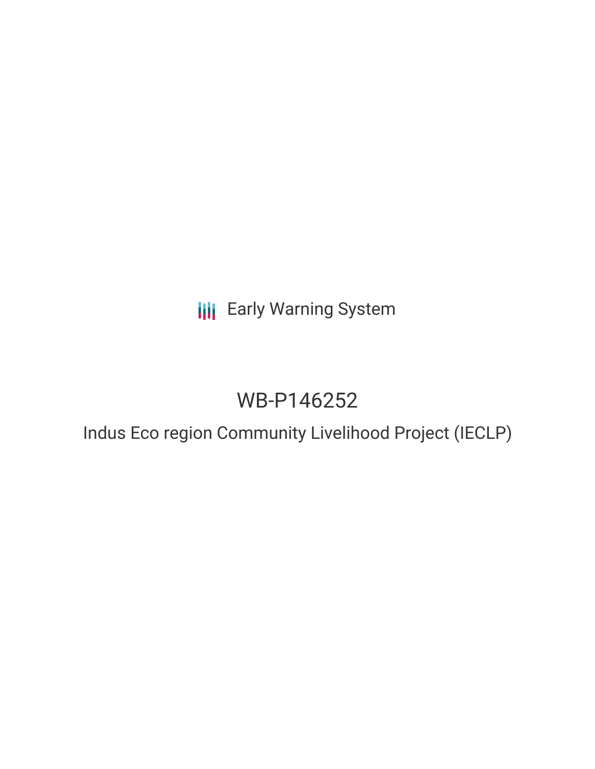Early Warning System

# WB-P146252

## Indus Eco region Community Livelihood Project (IECLP)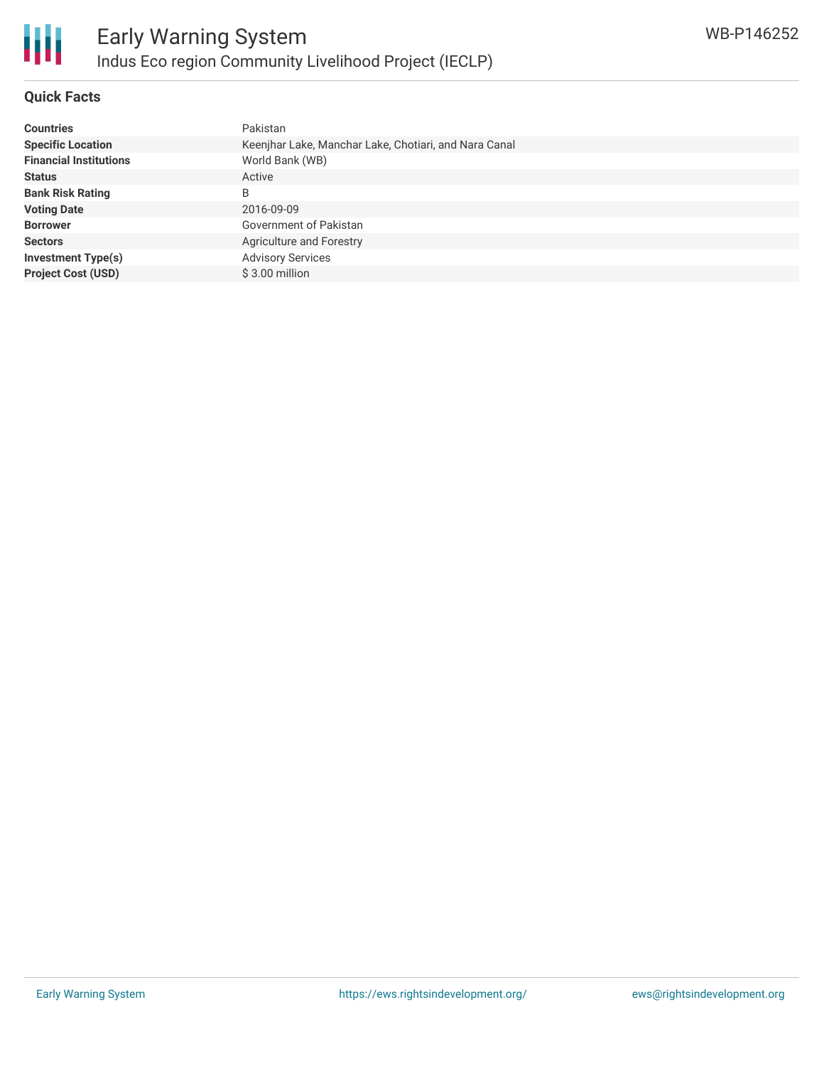## Quick Facts

| | |
|---|---|
| **Countries** | Pakistan |
| **Specific Location** | Keenjhar Lake, Manchar Lake, Chotiari, and Nara Canal |
| **Financial Institutions** | World Bank (WB) |
| **Status** | Active |
| **Bank Risk Rating** | B |
| **Voting Date** | 2016-09-09 |
| **Borrower** | Government of Pakistan |
| **Sectors** | Agriculture and Forestry |
| **Investment Type(s)** | Advisory Services |
| **Project Cost (USD)** | $ 3.00 million |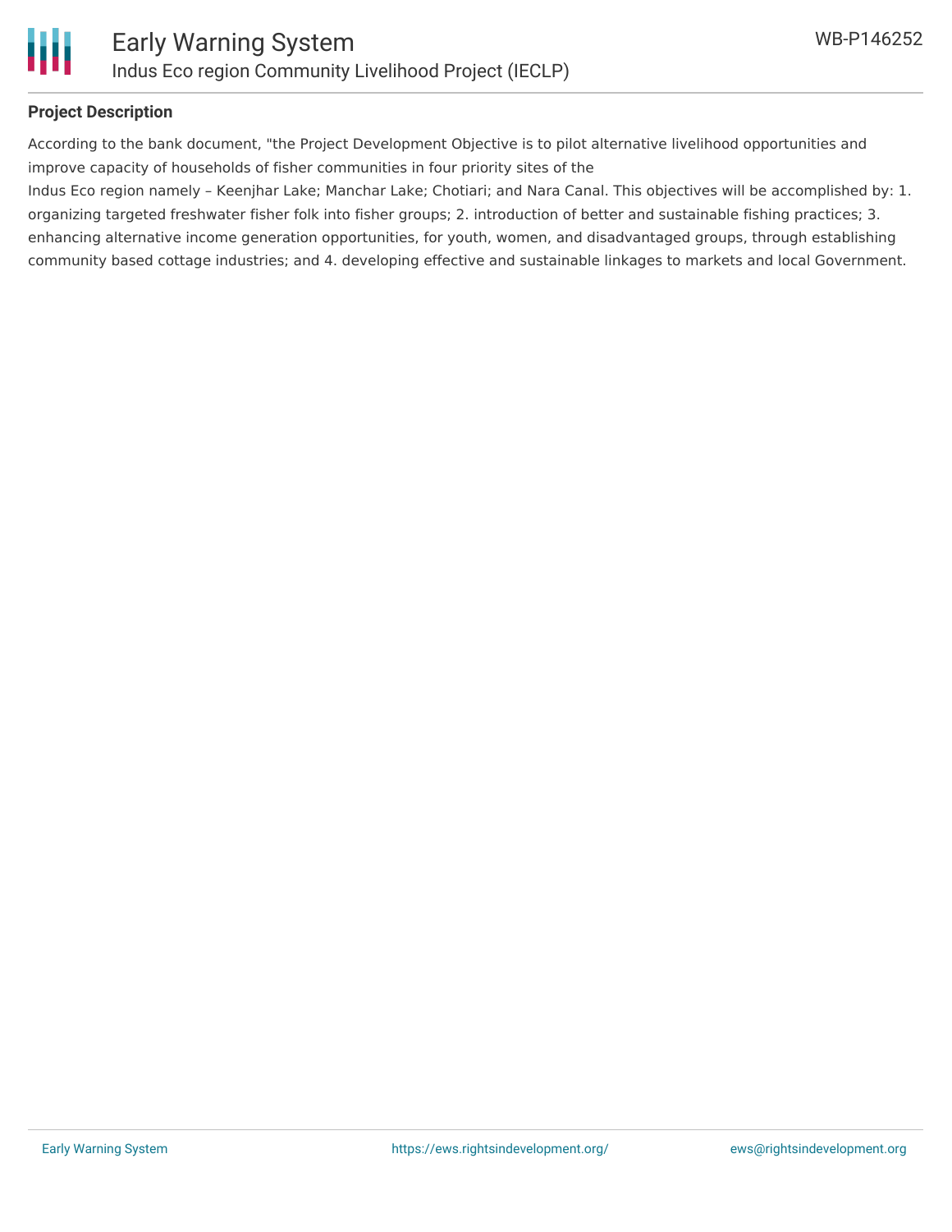## Project Description

According to the bank document, "the Project Development Objective is to pilot alternative livelihood opportunities and improve capacity of households of fisher communities in four priority sites of the

Indus Eco region namely – Keenjhar Lake; Manchar Lake; Chotiari; and Nara Canal. This objectives will be accomplished by: 1. organizing targeted freshwater fisher folk into fisher groups; 2. introduction of better and sustainable fishing practices; 3. enhancing alternative income generation opportunities, for youth, women, and disadvantaged groups, through establishing community based cottage industries; and 4. developing effective and sustainable linkages to markets and local Government.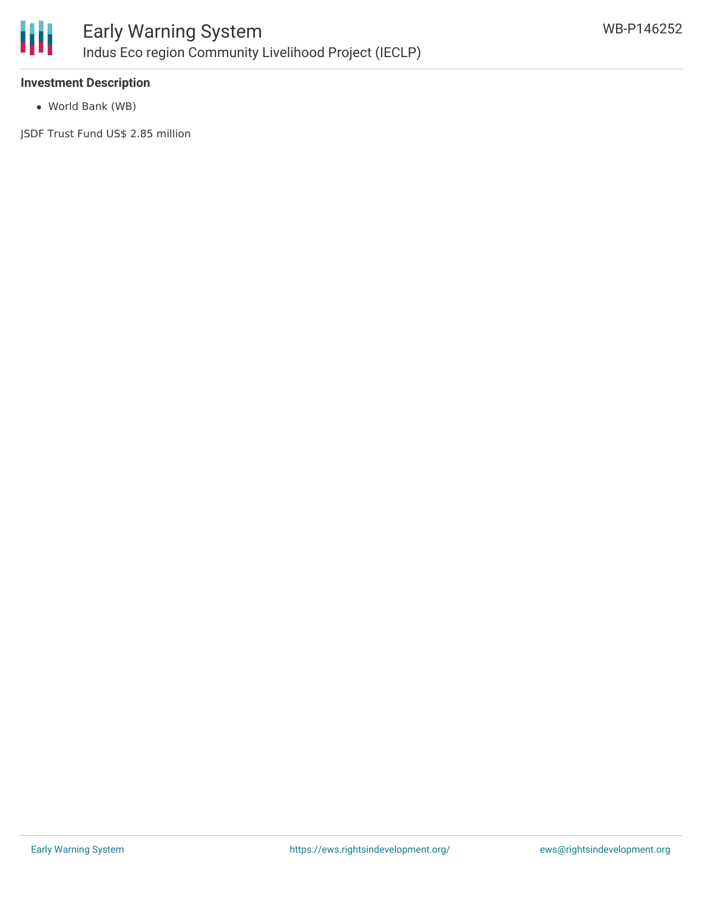**Investment Description**

- World Bank (WB)

JSDF Trust Fund US$ 2.85 million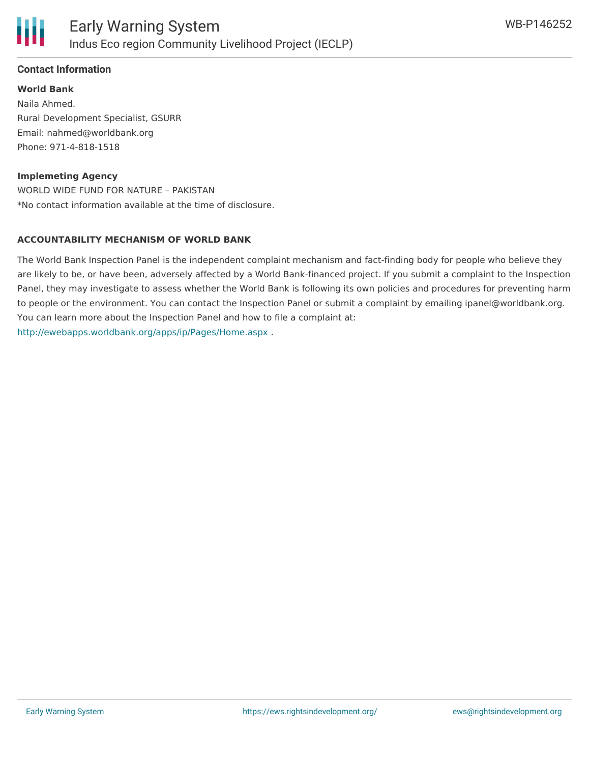## Contact Information

**World Bank**

Naila Ahmed.
Rural Development Specialist, GSURR
Email: nahmed@worldbank.org
Phone: 971-4-818-1518

**Implemeting Agency**

WORLD WIDE FUND FOR NATURE – PAKISTAN
*No contact information available at the time of disclosure.

**ACCOUNTABILITY MECHANISM OF WORLD BANK**

The World Bank Inspection Panel is the independent complaint mechanism and fact-finding body for people who believe they are likely to be, or have been, adversely affected by a World Bank-financed project. If you submit a complaint to the Inspection Panel, they may investigate to assess whether the World Bank is following its own policies and procedures for preventing harm to people or the environment. You can contact the Inspection Panel or submit a complaint by emailing ipanel@worldbank.org. You can learn more about the Inspection Panel and how to file a complaint at: http://ewebapps.worldbank.org/apps/ip/Pages/Home.aspx .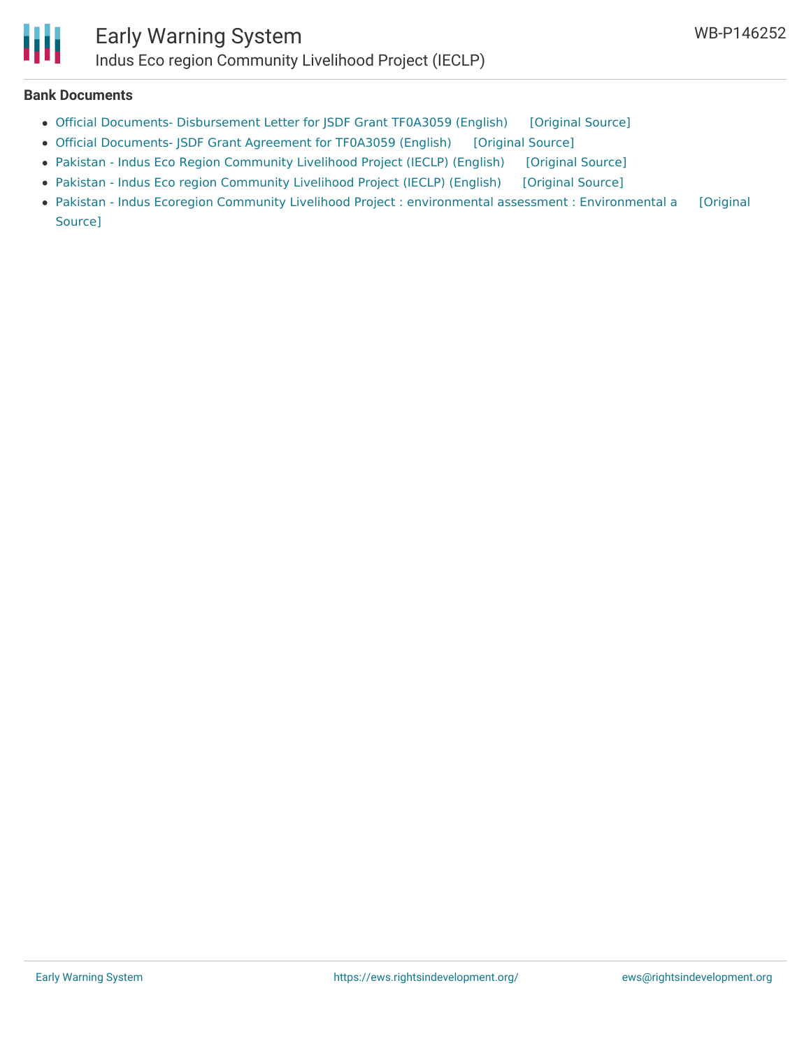**Bank Documents**

- Official Documents- Disbursement Letter for JSDF Grant TF0A3059 (English) [Original Source]
- Official Documents- JSDF Grant Agreement for TF0A3059 (English) [Original Source]
- Pakistan - Indus Eco Region Community Livelihood Project (IECLP) (English) [Original Source]
- Pakistan - Indus Eco region Community Livelihood Project (IECLP) (English) [Original Source]
- Pakistan - Indus Ecoregion Community Livelihood Project : environmental assessment : Environmental a [Original Source]